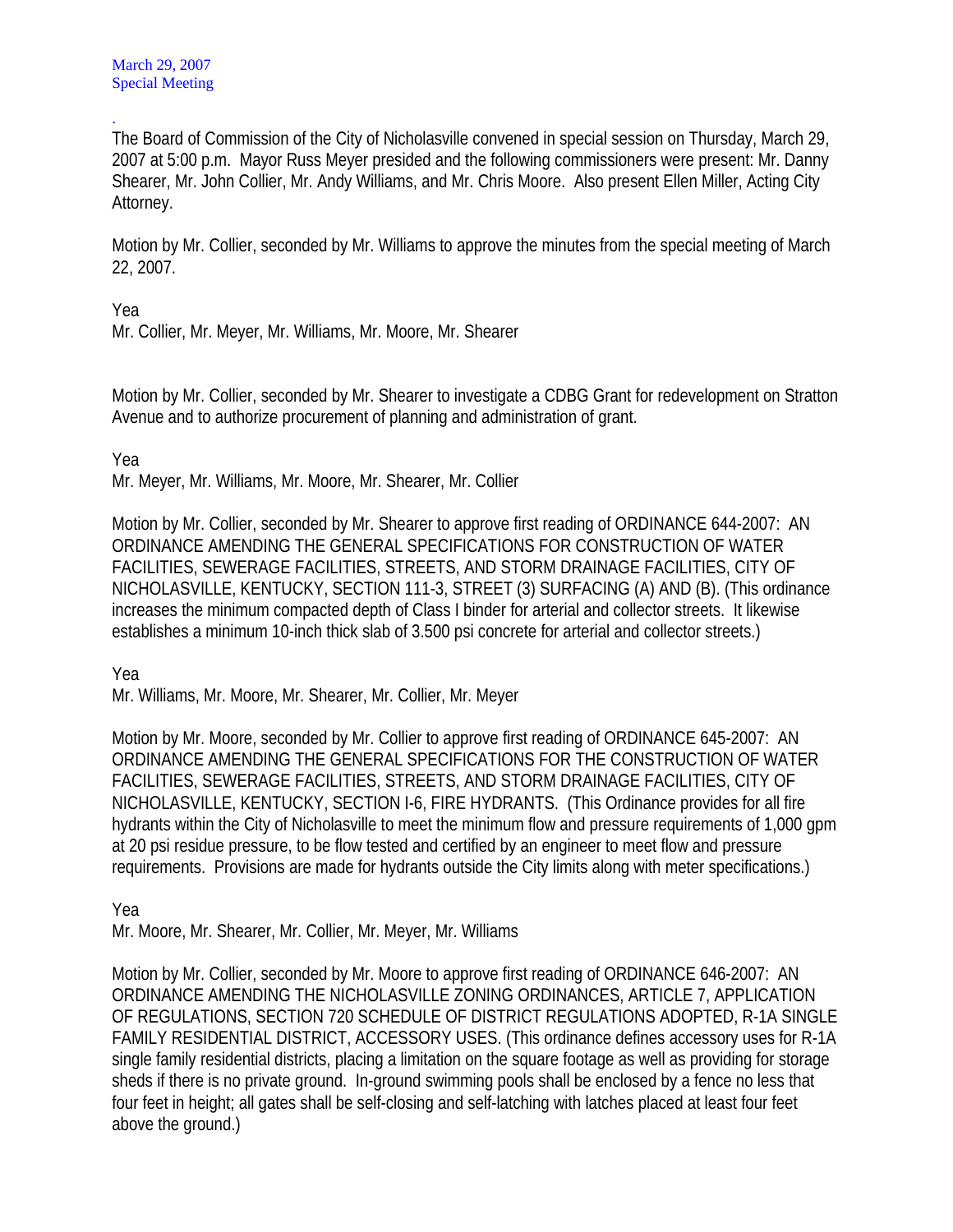March 29, 2007
Special Meeting

.
The Board of Commission of the City of Nicholasville convened in special session on Thursday, March 29, 2007 at 5:00 p.m. Mayor Russ Meyer presided and the following commissioners were present: Mr. Danny Shearer, Mr. John Collier, Mr. Andy Williams, and Mr. Chris Moore. Also present Ellen Miller, Acting City Attorney.

Motion by Mr. Collier, seconded by Mr. Williams to approve the minutes from the special meeting of March 22, 2007.

Yea
Mr. Collier, Mr. Meyer, Mr. Williams, Mr. Moore, Mr. Shearer

Motion by Mr. Collier, seconded by Mr. Shearer to investigate a CDBG Grant for redevelopment on Stratton Avenue and to authorize procurement of planning and administration of grant.

Yea
Mr. Meyer, Mr. Williams, Mr. Moore, Mr. Shearer, Mr. Collier

Motion by Mr. Collier, seconded by Mr. Shearer to approve first reading of ORDINANCE 644-2007: AN ORDINANCE AMENDING THE GENERAL SPECIFICATIONS FOR CONSTRUCTION OF WATER FACILITIES, SEWERAGE FACILITIES, STREETS, AND STORM DRAINAGE FACILITIES, CITY OF NICHOLASVILLE, KENTUCKY, SECTION 111-3, STREET (3) SURFACING (A) AND (B). (This ordinance increases the minimum compacted depth of Class I binder for arterial and collector streets. It likewise establishes a minimum 10-inch thick slab of 3.500 psi concrete for arterial and collector streets.)

Yea
Mr. Williams, Mr. Moore, Mr. Shearer, Mr. Collier, Mr. Meyer

Motion by Mr. Moore, seconded by Mr. Collier to approve first reading of ORDINANCE 645-2007: AN ORDINANCE AMENDING THE GENERAL SPECIFICATIONS FOR THE CONSTRUCTION OF WATER FACILITIES, SEWERAGE FACILITIES, STREETS, AND STORM DRAINAGE FACILITIES, CITY OF NICHOLASVILLE, KENTUCKY, SECTION I-6, FIRE HYDRANTS. (This Ordinance provides for all fire hydrants within the City of Nicholasville to meet the minimum flow and pressure requirements of 1,000 gpm at 20 psi residue pressure, to be flow tested and certified by an engineer to meet flow and pressure requirements. Provisions are made for hydrants outside the City limits along with meter specifications.)

Yea
Mr. Moore, Mr. Shearer, Mr. Collier, Mr. Meyer, Mr. Williams

Motion by Mr. Collier, seconded by Mr. Moore to approve first reading of ORDINANCE 646-2007: AN ORDINANCE AMENDING THE NICHOLASVILLE ZONING ORDINANCES, ARTICLE 7, APPLICATION OF REGULATIONS, SECTION 720 SCHEDULE OF DISTRICT REGULATIONS ADOPTED, R-1A SINGLE FAMILY RESIDENTIAL DISTRICT, ACCESSORY USES. (This ordinance defines accessory uses for R-1A single family residential districts, placing a limitation on the square footage as well as providing for storage sheds if there is no private ground. In-ground swimming pools shall be enclosed by a fence no less that four feet in height; all gates shall be self-closing and self-latching with latches placed at least four feet above the ground.)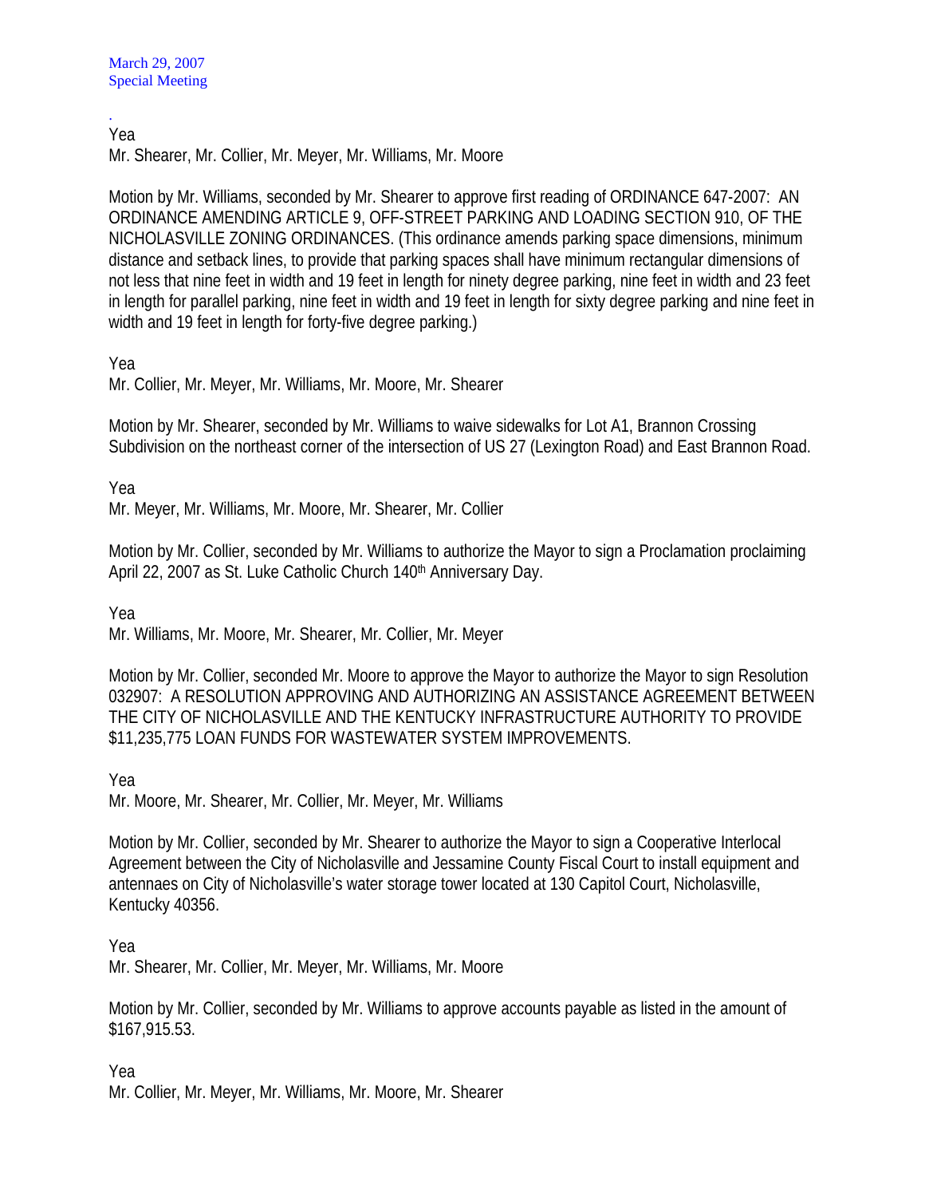.
Yea
Mr. Shearer, Mr. Collier, Mr. Meyer, Mr. Williams, Mr. Moore

Motion by Mr. Williams, seconded by Mr. Shearer to approve first reading of ORDINANCE 647-2007: AN ORDINANCE AMENDING ARTICLE 9, OFF-STREET PARKING AND LOADING SECTION 910, OF THE NICHOLASVILLE ZONING ORDINANCES. (This ordinance amends parking space dimensions, minimum distance and setback lines, to provide that parking spaces shall have minimum rectangular dimensions of not less that nine feet in width and 19 feet in length for ninety degree parking, nine feet in width and 23 feet in length for parallel parking, nine feet in width and 19 feet in length for sixty degree parking and nine feet in width and 19 feet in length for forty-five degree parking.)

Yea
Mr. Collier, Mr. Meyer, Mr. Williams, Mr. Moore, Mr. Shearer

Motion by Mr. Shearer, seconded by Mr. Williams to waive sidewalks for Lot A1, Brannon Crossing Subdivision on the northeast corner of the intersection of US 27 (Lexington Road) and East Brannon Road.

Yea
Mr. Meyer, Mr. Williams, Mr. Moore, Mr. Shearer, Mr. Collier

Motion by Mr. Collier, seconded by Mr. Williams to authorize the Mayor to sign a Proclamation proclaiming April 22, 2007 as St. Luke Catholic Church 140th Anniversary Day.

Yea
Mr. Williams, Mr. Moore, Mr. Shearer, Mr. Collier, Mr. Meyer

Motion by Mr. Collier, seconded Mr. Moore to approve the Mayor to authorize the Mayor to sign Resolution 032907: A RESOLUTION APPROVING AND AUTHORIZING AN ASSISTANCE AGREEMENT BETWEEN THE CITY OF NICHOLASVILLE AND THE KENTUCKY INFRASTRUCTURE AUTHORITY TO PROVIDE $11,235,775 LOAN FUNDS FOR WASTEWATER SYSTEM IMPROVEMENTS.

Yea
Mr. Moore, Mr. Shearer, Mr. Collier, Mr. Meyer, Mr. Williams

Motion by Mr. Collier, seconded by Mr. Shearer to authorize the Mayor to sign a Cooperative Interlocal Agreement between the City of Nicholasville and Jessamine County Fiscal Court to install equipment and antennaes on City of Nicholasville's water storage tower located at 130 Capitol Court, Nicholasville, Kentucky 40356.

Yea
Mr. Shearer, Mr. Collier, Mr. Meyer, Mr. Williams, Mr. Moore

Motion by Mr. Collier, seconded by Mr. Williams to approve accounts payable as listed in the amount of $167,915.53.

Yea
Mr. Collier, Mr. Meyer, Mr. Williams, Mr. Moore, Mr. Shearer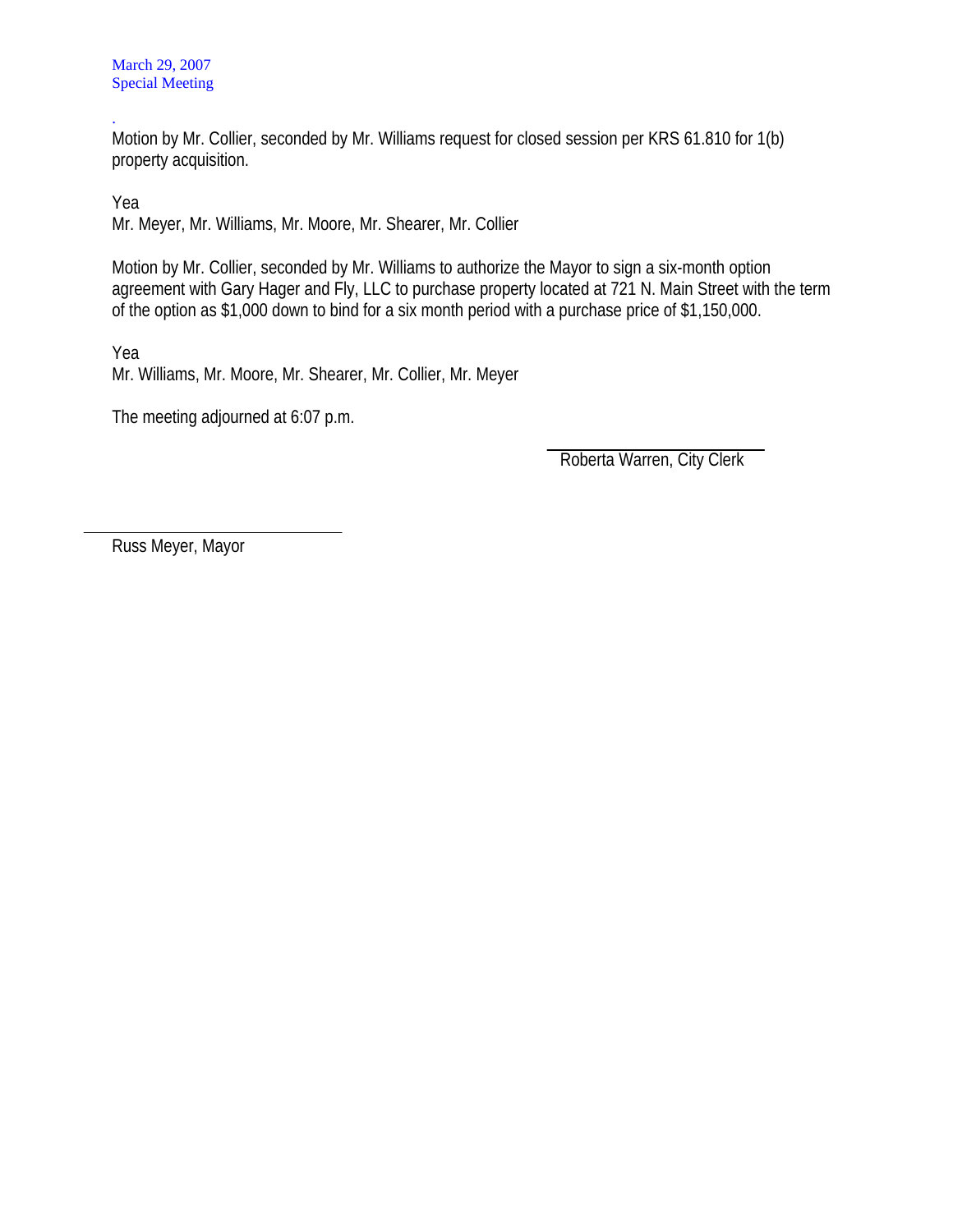March 29, 2007
Special Meeting

.
Motion by Mr. Collier, seconded by Mr. Williams request for closed session per KRS 61.810 for 1(b) property acquisition.

Yea
Mr. Meyer, Mr. Williams, Mr. Moore, Mr. Shearer, Mr. Collier

Motion by Mr. Collier, seconded by Mr. Williams to authorize the Mayor to sign a six-month option agreement with Gary Hager and Fly, LLC to purchase property located at 721 N. Main Street with the term of the option as $1,000 down to bind for a six month period with a purchase price of $1,150,000.

Yea
Mr. Williams, Mr. Moore, Mr. Shearer, Mr. Collier, Mr. Meyer

The meeting adjourned at 6:07 p.m.

Roberta Warren, City Clerk

Russ Meyer, Mayor